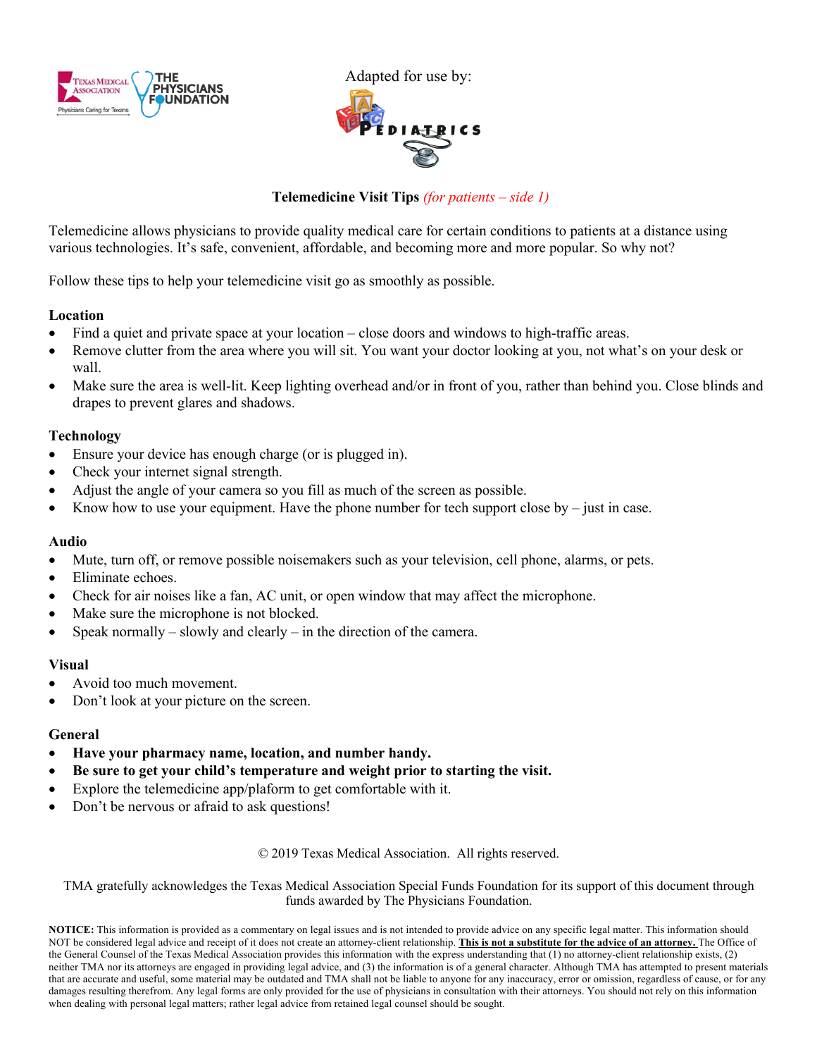Adapted for use by:

**Telemedicine Visit Tips** *(for patients – side 1)*

Telemedicine allows physicians to provide quality medical care for certain conditions to patients at a distance using various technologies. It's safe, convenient, affordable, and becoming more and more popular. So why not?

Follow these tips to help your telemedicine visit go as smoothly as possible.

**Location**

- Find a quiet and private space at your location – close doors and windows to high-traffic areas.
- Remove clutter from the area where you will sit. You want your doctor looking at you, not what's on your desk or wall.
- Make sure the area is well-lit. Keep lighting overhead and/or in front of you, rather than behind you. Close blinds and drapes to prevent glares and shadows.

**Technology**

- Ensure your device has enough charge (or is plugged in).
- Check your internet signal strength.
- Adjust the angle of your camera so you fill as much of the screen as possible.
- Know how to use your equipment. Have the phone number for tech support close by – just in case.

**Audio**

- Mute, turn off, or remove possible noisemakers such as your television, cell phone, alarms, or pets.
- Eliminate echoes.
- Check for air noises like a fan, AC unit, or open window that may affect the microphone.
- Make sure the microphone is not blocked.
- Speak normally – slowly and clearly – in the direction of the camera.

**Visual**

- Avoid too much movement.
- Don't look at your picture on the screen.

**General**

- **Have your pharmacy name, location, and number handy.**
- **Be sure to get your child's temperature and weight prior to starting the visit.**
- Explore the telemedicine app/plaform to get comfortable with it.
- Don't be nervous or afraid to ask questions!

© 2019 Texas Medical Association. All rights reserved.

TMA gratefully acknowledges the Texas Medical Association Special Funds Foundation for its support of this document through funds awarded by The Physicians Foundation.

**NOTICE:** This information is provided as a commentary on legal issues and is not intended to provide advice on any specific legal matter. This information should NOT be considered legal advice and receipt of it does not create an attorney-client relationship. **This is not a substitute for the advice of an attorney.** The Office of the General Counsel of the Texas Medical Association provides this information with the express understanding that (1) no attorney-client relationship exists, (2) neither TMA nor its attorneys are engaged in providing legal advice, and (3) the information is of a general character. Although TMA has attempted to present materials that are accurate and useful, some material may be outdated and TMA shall not be liable to anyone for any inaccuracy, error or omission, regardless of cause, or for any damages resulting therefrom. Any legal forms are only provided for the use of physicians in consultation with their attorneys. You should not rely on this information when dealing with personal legal matters; rather legal advice from retained legal counsel should be sought.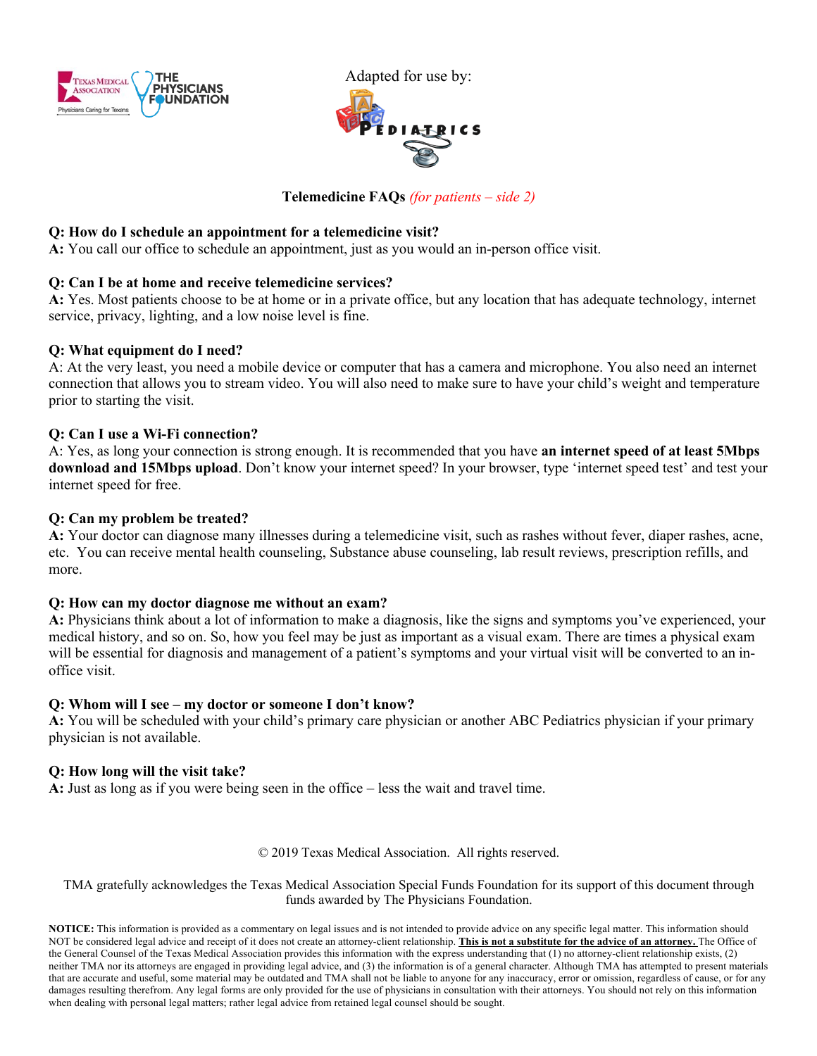Adapted for use by:

**Telemedicine FAQs** *(for patients – side 2)*

**Q: How do I schedule an appointment for a telemedicine visit?**
**A:** You call our office to schedule an appointment, just as you would an in-person office visit.

**Q: Can I be at home and receive telemedicine services?**
**A:** Yes. Most patients choose to be at home or in a private office, but any location that has adequate technology, internet service, privacy, lighting, and a low noise level is fine.

**Q: What equipment do I need?**
A: At the very least, you need a mobile device or computer that has a camera and microphone. You also need an internet connection that allows you to stream video. You will also need to make sure to have your child's weight and temperature prior to starting the visit.

**Q: Can I use a Wi-Fi connection?**
A: Yes, as long your connection is strong enough. It is recommended that you have **an internet speed of at least 5Mbps download and 15Mbps upload**. Don't know your internet speed? In your browser, type 'internet speed test' and test your internet speed for free.

**Q: Can my problem be treated?**
**A:** Your doctor can diagnose many illnesses during a telemedicine visit, such as rashes without fever, diaper rashes, acne, etc. You can receive mental health counseling, Substance abuse counseling, lab result reviews, prescription refills, and more.

**Q: How can my doctor diagnose me without an exam?**
**A:** Physicians think about a lot of information to make a diagnosis, like the signs and symptoms you've experienced, your medical history, and so on. So, how you feel may be just as important as a visual exam. There are times a physical exam will be essential for diagnosis and management of a patient's symptoms and your virtual visit will be converted to an in-office visit.

**Q: Whom will I see – my doctor or someone I don't know?**
**A:** You will be scheduled with your child's primary care physician or another ABC Pediatrics physician if your primary physician is not available.

**Q: How long will the visit take?**
**A:** Just as long as if you were being seen in the office – less the wait and travel time.

© 2019 Texas Medical Association. All rights reserved.

TMA gratefully acknowledges the Texas Medical Association Special Funds Foundation for its support of this document through funds awarded by The Physicians Foundation.

**NOTICE:** This information is provided as a commentary on legal issues and is not intended to provide advice on any specific legal matter. This information should NOT be considered legal advice and receipt of it does not create an attorney-client relationship. **This is not a substitute for the advice of an attorney.** The Office of the General Counsel of the Texas Medical Association provides this information with the express understanding that (1) no attorney-client relationship exists, (2) neither TMA nor its attorneys are engaged in providing legal advice, and (3) the information is of a general character. Although TMA has attempted to present materials that are accurate and useful, some material may be outdated and TMA shall not be liable to anyone for any inaccuracy, error or omission, regardless of cause, or for any damages resulting therefrom. Any legal forms are only provided for the use of physicians in consultation with their attorneys. You should not rely on this information when dealing with personal legal matters; rather legal advice from retained legal counsel should be sought.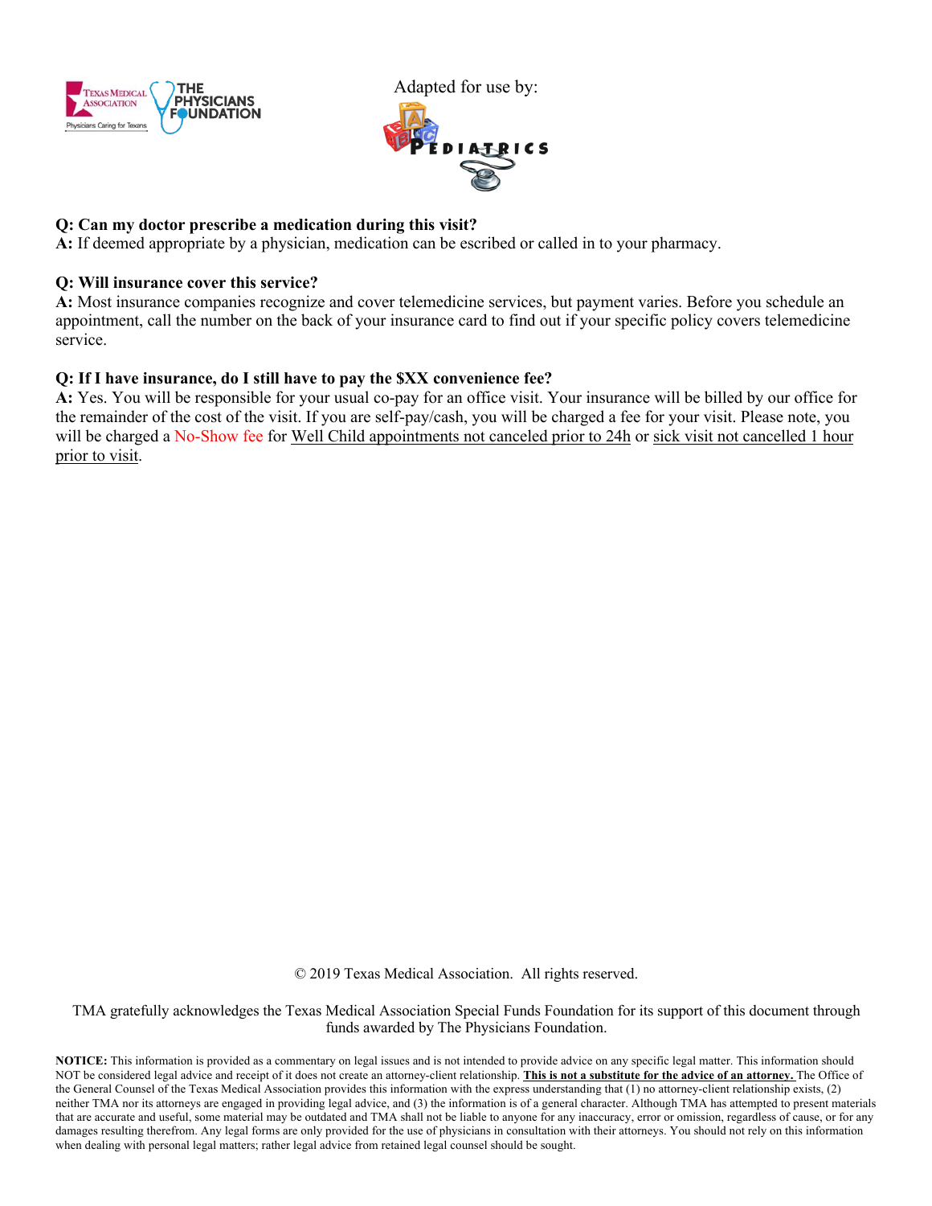Adapted for use by:

**Q: Can my doctor prescribe a medication during this visit?**
**A:** If deemed appropriate by a physician, medication can be escribed or called in to your pharmacy.

**Q: Will insurance cover this service?**
**A:** Most insurance companies recognize and cover telemedicine services, but payment varies. Before you schedule an appointment, call the number on the back of your insurance card to find out if your specific policy covers telemedicine service.

**Q: If I have insurance, do I still have to pay the $XX convenience fee?**
**A:** Yes. You will be responsible for your usual co-pay for an office visit. Your insurance will be billed by our office for the remainder of the cost of the visit. If you are self-pay/cash, you will be charged a fee for your visit. Please note, you will be charged a No-Show fee for Well Child appointments not canceled prior to 24h or sick visit not cancelled 1 hour prior to visit.

© 2019 Texas Medical Association. All rights reserved.

TMA gratefully acknowledges the Texas Medical Association Special Funds Foundation for its support of this document through funds awarded by The Physicians Foundation.

**NOTICE:** This information is provided as a commentary on legal issues and is not intended to provide advice on any specific legal matter. This information should NOT be considered legal advice and receipt of it does not create an attorney-client relationship. **This is not a substitute for the advice of an attorney.** The Office of the General Counsel of the Texas Medical Association provides this information with the express understanding that (1) no attorney-client relationship exists, (2) neither TMA nor its attorneys are engaged in providing legal advice, and (3) the information is of a general character. Although TMA has attempted to present materials that are accurate and useful, some material may be outdated and TMA shall not be liable to anyone for any inaccuracy, error or omission, regardless of cause, or for any damages resulting therefrom. Any legal forms are only provided for the use of physicians in consultation with their attorneys. You should not rely on this information when dealing with personal legal matters; rather legal advice from retained legal counsel should be sought.